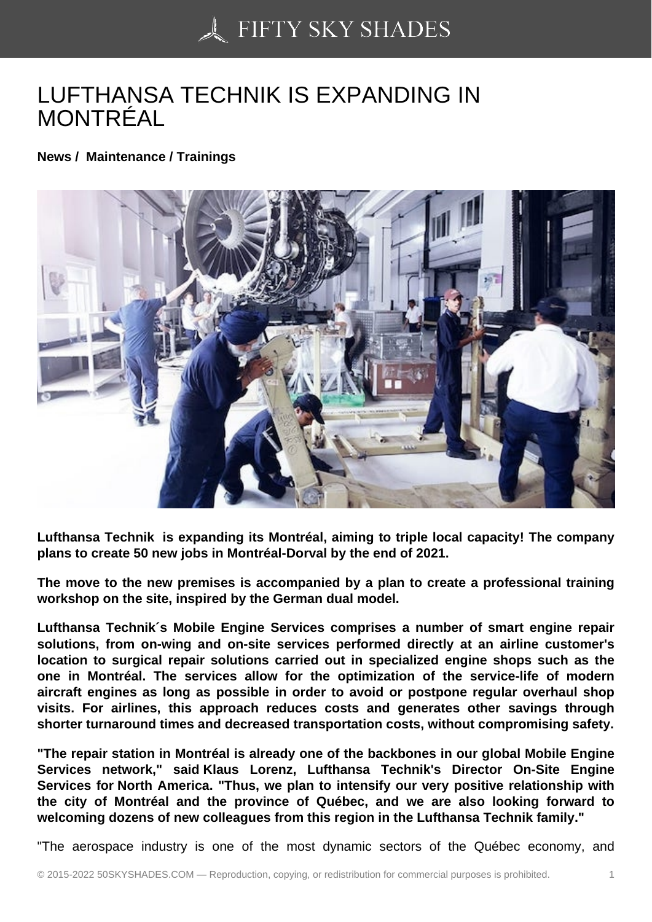# LUFTHANSA TECHNIK IS EXPANDING IN MONTRÉAL

**News / Maintenance / Trainings**

**Lufthansa Technik is expanding its Montréal, aiming to triple local capacity! The company plans to create 50 new jobs in Montréal-Dorval by the end of 2021.**

**The move to the new premises is accompanied by a plan to create a professional training workshop on the site, inspired by the German dual model.**

**Lufthansa Technik´s Mobile Engine Services comprises a number of smart engine repair solutions, from on-wing and on-site services performed directly at an airline customer's location to surgical repair solutions carried out in specialized engine shops such as the one in Montréal. The services allow for the optimization of the service-life of modern aircraft engines as long as possible in order to avoid or postpone regular overhaul shop visits. For airlines, this approach reduces costs and generates other savings through shorter turnaround times and decreased transportation costs, without compromising safety.**

**"The repair station in Montréal is already one of the backbones in our global Mobile Engine Services network," said Klaus Lorenz, Lufthansa Technik's Director On-Site Engine Services for North America. "Thus, we plan to intensify our very positive relationship with the city of Montréal and the province of Québec, and we are also looking forward to welcoming dozens of new colleagues from this region in the Lufthansa Technik family."**

"The aerospace industry is one of the most dynamic sectors of the Québec economy, and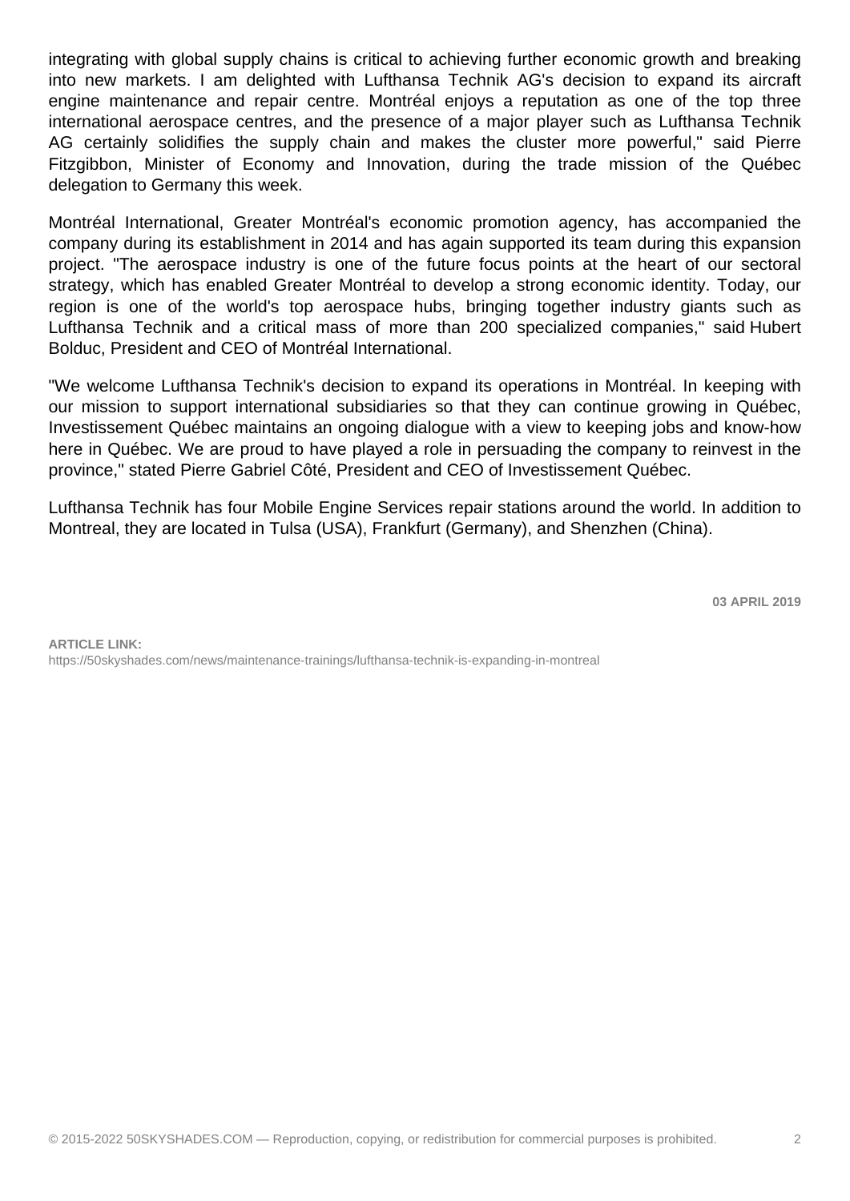integrating with global supply chains is critical to achieving further economic growth and breaking into new markets. I am delighted with Lufthansa Technik AG's decision to expand its aircraft engine maintenance and repair centre. Montréal enjoys a reputation as one of the top three international aerospace centres, and the presence of a major player such as Lufthansa Technik AG certainly solidifies the supply chain and makes the cluster more powerful," said Pierre Fitzgibbon, Minister of Economy and Innovation, during the trade mission of the Québec delegation to Germany this week.

Montréal International, Greater Montréal's economic promotion agency, has accompanied the company during its establishment in 2014 and has again supported its team during this expansion project. "The aerospace industry is one of the future focus points at the heart of our sectoral strategy, which has enabled Greater Montréal to develop a strong economic identity. Today, our region is one of the world's top aerospace hubs, bringing together industry giants such as Lufthansa Technik and a critical mass of more than 200 specialized companies," said Hubert Bolduc, President and CEO of Montréal International.

"We welcome Lufthansa Technik's decision to expand its operations in Montréal. In keeping with our mission to support international subsidiaries so that they can continue growing in Québec, Investissement Québec maintains an ongoing dialogue with a view to keeping jobs and know-how here in Québec. We are proud to have played a role in persuading the company to reinvest in the province," stated Pierre Gabriel Côté, President and CEO of Investissement Québec.

Lufthansa Technik has four Mobile Engine Services repair stations around the world. In addition to Montreal, they are located in Tulsa (USA), Frankfurt (Germany), and Shenzhen (China).

**03 APRIL 2019**

**ARTICLE LINK:**
https://50skyshades.com/news/maintenance-trainings/lufthansa-technik-is-expanding-in-montreal